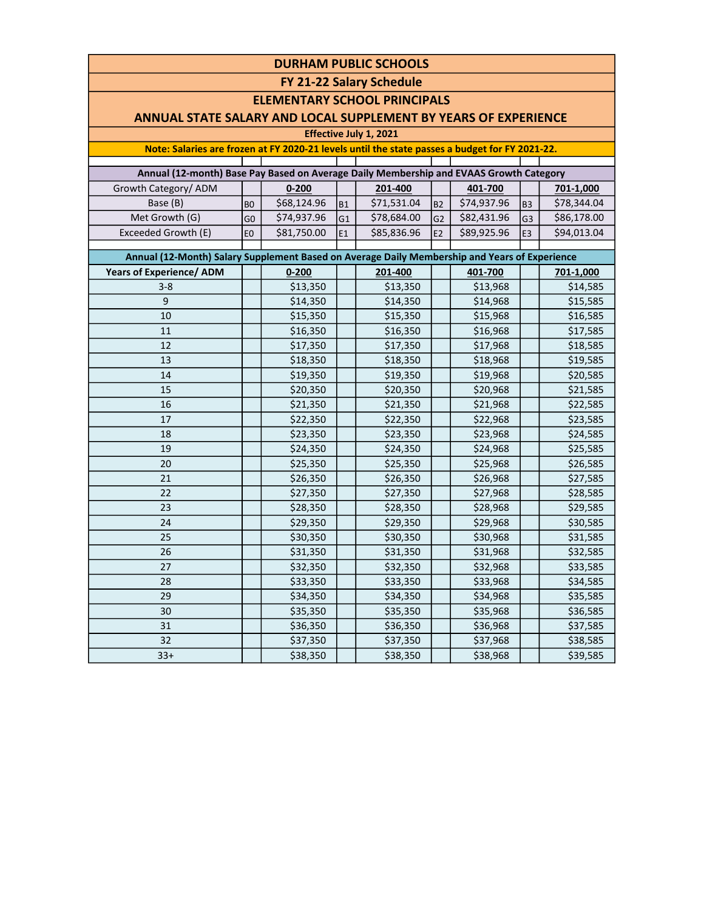# DURHAM PUBLIC SCHOOLS

## FY 21-22 Salary Schedule

## ELEMENTARY SCHOOL PRINCIPALS

## ANNUAL STATE SALARY AND LOCAL SUPPLEMENT BY YEARS OF EXPERIENCE

**Effective July 1, 2021**

**Note: Salaries are frozen at FY 2020-21 levels until the state passes a budget for FY 2021-22.**

**Annual (12-month) Base Pay Based on Average Daily Membership and EVAAS Growth Category**

| Growth Category/ ADM | | 0-200 | | 201-400 | | 401-700 | | 701-1,000 |
|---|---|---|---|---|---|---|---|---|
| Base (B) | B0 | $68,124.96 | B1 | $71,531.04 | B2 | $74,937.96 | B3 | $78,344.04 |
| Met Growth (G) | G0 | $74,937.96 | G1 | $78,684.00 | G2 | $82,431.96 | G3 | $86,178.00 |
| Exceeded Growth (E) | E0 | $81,750.00 | E1 | $85,836.96 | E2 | $89,925.96 | E3 | $94,013.04 |

**Annual (12-Month) Salary Supplement Based on Average Daily Membership and Years of Experience**

| Years of Experience/ ADM | 0-200 | 201-400 | 401-700 | 701-1,000 |
|---|---|---|---|---|
| 3-8 | $13,350 | $13,350 | $13,968 | $14,585 |
| 9 | $14,350 | $14,350 | $14,968 | $15,585 |
| 10 | $15,350 | $15,350 | $15,968 | $16,585 |
| 11 | $16,350 | $16,350 | $16,968 | $17,585 |
| 12 | $17,350 | $17,350 | $17,968 | $18,585 |
| 13 | $18,350 | $18,350 | $18,968 | $19,585 |
| 14 | $19,350 | $19,350 | $19,968 | $20,585 |
| 15 | $20,350 | $20,350 | $20,968 | $21,585 |
| 16 | $21,350 | $21,350 | $21,968 | $22,585 |
| 17 | $22,350 | $22,350 | $22,968 | $23,585 |
| 18 | $23,350 | $23,350 | $23,968 | $24,585 |
| 19 | $24,350 | $24,350 | $24,968 | $25,585 |
| 20 | $25,350 | $25,350 | $25,968 | $26,585 |
| 21 | $26,350 | $26,350 | $26,968 | $27,585 |
| 22 | $27,350 | $27,350 | $27,968 | $28,585 |
| 23 | $28,350 | $28,350 | $28,968 | $29,585 |
| 24 | $29,350 | $29,350 | $29,968 | $30,585 |
| 25 | $30,350 | $30,350 | $30,968 | $31,585 |
| 26 | $31,350 | $31,350 | $31,968 | $32,585 |
| 27 | $32,350 | $32,350 | $32,968 | $33,585 |
| 28 | $33,350 | $33,350 | $33,968 | $34,585 |
| 29 | $34,350 | $34,350 | $34,968 | $35,585 |
| 30 | $35,350 | $35,350 | $35,968 | $36,585 |
| 31 | $36,350 | $36,350 | $36,968 | $37,585 |
| 32 | $37,350 | $37,350 | $37,968 | $38,585 |
| 33+ | $38,350 | $38,350 | $38,968 | $39,585 |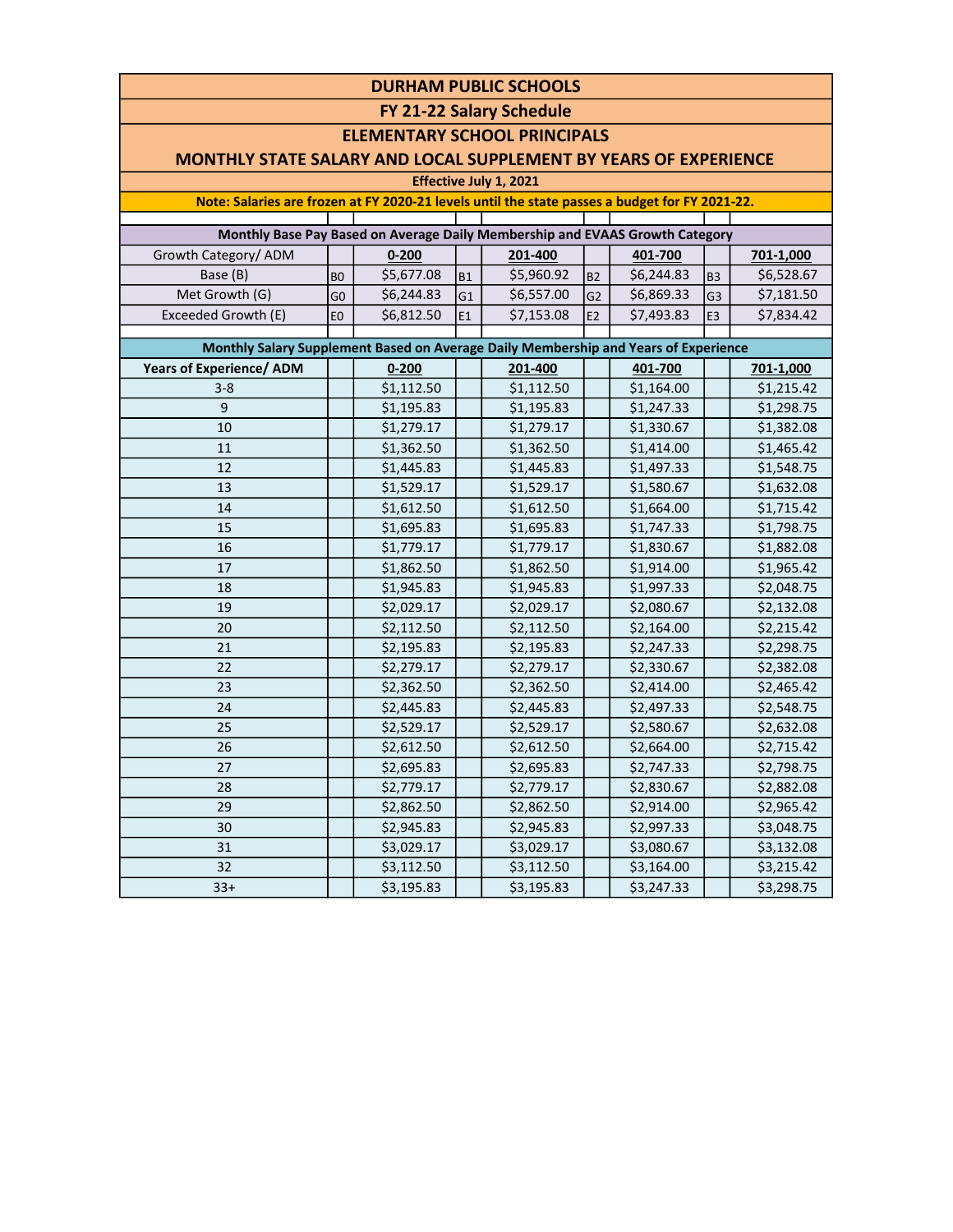# DURHAM PUBLIC SCHOOLS

## FY 21-22 Salary Schedule

## ELEMENTARY SCHOOL PRINCIPALS

## MONTHLY STATE SALARY AND LOCAL SUPPLEMENT BY YEARS OF EXPERIENCE

**Effective July 1, 2021**

**Note: Salaries are frozen at FY 2020-21 levels until the state passes a budget for FY 2021-22.**

**Monthly Base Pay Based on Average Daily Membership and EVAAS Growth Category**

| Growth Category/ ADM | | 0-200 | | 201-400 | | 401-700 | | 701-1,000 |
|---|---|---|---|---|---|---|---|---|
| Base (B) | B0 | $5,677.08 | B1 | $5,960.92 | B2 | $6,244.83 | B3 | $6,528.67 |
| Met Growth (G) | G0 | $6,244.83 | G1 | $6,557.00 | G2 | $6,869.33 | G3 | $7,181.50 |
| Exceeded Growth (E) | E0 | $6,812.50 | E1 | $7,153.08 | E2 | $7,493.83 | E3 | $7,834.42 |

**Monthly Salary Supplement Based on Average Daily Membership and Years of Experience**

| Years of Experience/ ADM | 0-200 | 201-400 | 401-700 | 701-1,000 |
|---|---|---|---|---|
| 3-8 | $1,112.50 | $1,112.50 | $1,164.00 | $1,215.42 |
| 9 | $1,195.83 | $1,195.83 | $1,247.33 | $1,298.75 |
| 10 | $1,279.17 | $1,279.17 | $1,330.67 | $1,382.08 |
| 11 | $1,362.50 | $1,362.50 | $1,414.00 | $1,465.42 |
| 12 | $1,445.83 | $1,445.83 | $1,497.33 | $1,548.75 |
| 13 | $1,529.17 | $1,529.17 | $1,580.67 | $1,632.08 |
| 14 | $1,612.50 | $1,612.50 | $1,664.00 | $1,715.42 |
| 15 | $1,695.83 | $1,695.83 | $1,747.33 | $1,798.75 |
| 16 | $1,779.17 | $1,779.17 | $1,830.67 | $1,882.08 |
| 17 | $1,862.50 | $1,862.50 | $1,914.00 | $1,965.42 |
| 18 | $1,945.83 | $1,945.83 | $1,997.33 | $2,048.75 |
| 19 | $2,029.17 | $2,029.17 | $2,080.67 | $2,132.08 |
| 20 | $2,112.50 | $2,112.50 | $2,164.00 | $2,215.42 |
| 21 | $2,195.83 | $2,195.83 | $2,247.33 | $2,298.75 |
| 22 | $2,279.17 | $2,279.17 | $2,330.67 | $2,382.08 |
| 23 | $2,362.50 | $2,362.50 | $2,414.00 | $2,465.42 |
| 24 | $2,445.83 | $2,445.83 | $2,497.33 | $2,548.75 |
| 25 | $2,529.17 | $2,529.17 | $2,580.67 | $2,632.08 |
| 26 | $2,612.50 | $2,612.50 | $2,664.00 | $2,715.42 |
| 27 | $2,695.83 | $2,695.83 | $2,747.33 | $2,798.75 |
| 28 | $2,779.17 | $2,779.17 | $2,830.67 | $2,882.08 |
| 29 | $2,862.50 | $2,862.50 | $2,914.00 | $2,965.42 |
| 30 | $2,945.83 | $2,945.83 | $2,997.33 | $3,048.75 |
| 31 | $3,029.17 | $3,029.17 | $3,080.67 | $3,132.08 |
| 32 | $3,112.50 | $3,112.50 | $3,164.00 | $3,215.42 |
| 33+ | $3,195.83 | $3,195.83 | $3,247.33 | $3,298.75 |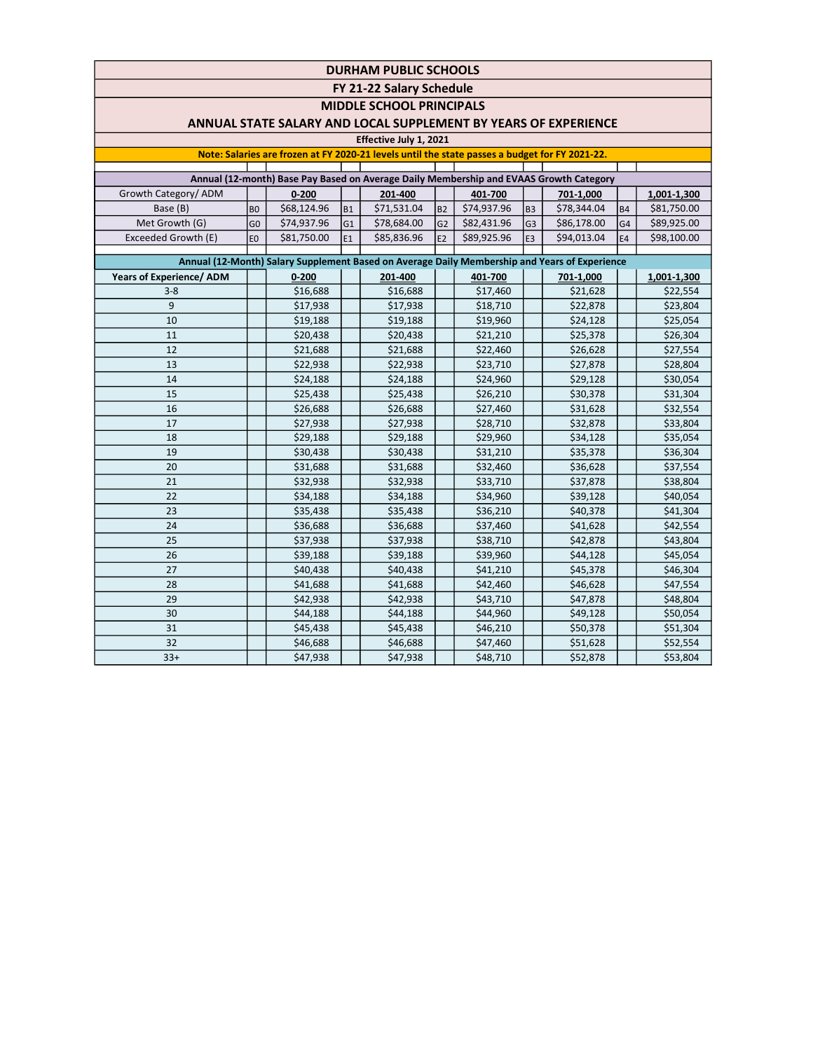# DURHAM PUBLIC SCHOOLS

## FY 21-22 Salary Schedule

## MIDDLE SCHOOL PRINCIPALS

## ANNUAL STATE SALARY AND LOCAL SUPPLEMENT BY YEARS OF EXPERIENCE

**Effective July 1, 2021**

**Note: Salaries are frozen at FY 2020-21 levels until the state passes a budget for FY 2021-22.**

**Annual (12-month) Base Pay Based on Average Daily Membership and EVAAS Growth Category**

| Growth Category/ ADM | | 0-200 | | 201-400 | | 401-700 | | 701-1,000 | | 1,001-1,300 |
|---|---|---|---|---|---|---|---|---|---|---|
| Base (B) | B0 | $68,124.96 | B1 | $71,531.04 | B2 | $74,937.96 | B3 | $78,344.04 | B4 | $81,750.00 |
| Met Growth (G) | G0 | $74,937.96 | G1 | $78,684.00 | G2 | $82,431.96 | G3 | $86,178.00 | G4 | $89,925.00 |
| Exceeded Growth (E) | E0 | $81,750.00 | E1 | $85,836.96 | E2 | $89,925.96 | E3 | $94,013.04 | E4 | $98,100.00 |

**Annual (12-Month) Salary Supplement Based on Average Daily Membership and Years of Experience**

| Years of Experience/ ADM | 0-200 | 201-400 | 401-700 | 701-1,000 | 1,001-1,300 |
|---|---|---|---|---|---|
| 3-8 | $16,688 | $16,688 | $17,460 | $21,628 | $22,554 |
| 9 | $17,938 | $17,938 | $18,710 | $22,878 | $23,804 |
| 10 | $19,188 | $19,188 | $19,960 | $24,128 | $25,054 |
| 11 | $20,438 | $20,438 | $21,210 | $25,378 | $26,304 |
| 12 | $21,688 | $21,688 | $22,460 | $26,628 | $27,554 |
| 13 | $22,938 | $22,938 | $23,710 | $27,878 | $28,804 |
| 14 | $24,188 | $24,188 | $24,960 | $29,128 | $30,054 |
| 15 | $25,438 | $25,438 | $26,210 | $30,378 | $31,304 |
| 16 | $26,688 | $26,688 | $27,460 | $31,628 | $32,554 |
| 17 | $27,938 | $27,938 | $28,710 | $32,878 | $33,804 |
| 18 | $29,188 | $29,188 | $29,960 | $34,128 | $35,054 |
| 19 | $30,438 | $30,438 | $31,210 | $35,378 | $36,304 |
| 20 | $31,688 | $31,688 | $32,460 | $36,628 | $37,554 |
| 21 | $32,938 | $32,938 | $33,710 | $37,878 | $38,804 |
| 22 | $34,188 | $34,188 | $34,960 | $39,128 | $40,054 |
| 23 | $35,438 | $35,438 | $36,210 | $40,378 | $41,304 |
| 24 | $36,688 | $36,688 | $37,460 | $41,628 | $42,554 |
| 25 | $37,938 | $37,938 | $38,710 | $42,878 | $43,804 |
| 26 | $39,188 | $39,188 | $39,960 | $44,128 | $45,054 |
| 27 | $40,438 | $40,438 | $41,210 | $45,378 | $46,304 |
| 28 | $41,688 | $41,688 | $42,460 | $46,628 | $47,554 |
| 29 | $42,938 | $42,938 | $43,710 | $47,878 | $48,804 |
| 30 | $44,188 | $44,188 | $44,960 | $49,128 | $50,054 |
| 31 | $45,438 | $45,438 | $46,210 | $50,378 | $51,304 |
| 32 | $46,688 | $46,688 | $47,460 | $51,628 | $52,554 |
| 33+ | $47,938 | $47,938 | $48,710 | $52,878 | $53,804 |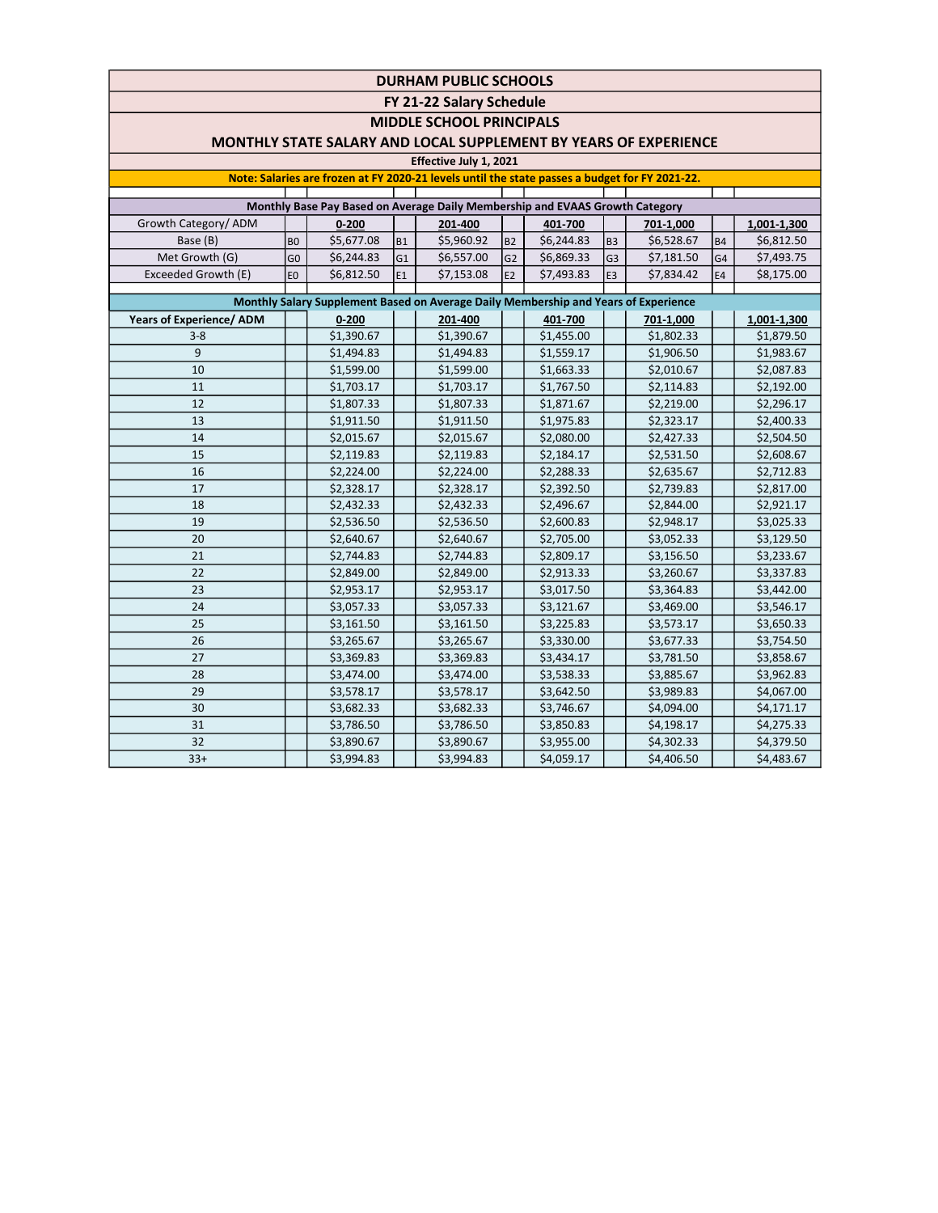# DURHAM PUBLIC SCHOOLS

## FY 21-22 Salary Schedule

## MIDDLE SCHOOL PRINCIPALS

## MONTHLY STATE SALARY AND LOCAL SUPPLEMENT BY YEARS OF EXPERIENCE

**Effective July 1, 2021**

**Note: Salaries are frozen at FY 2020-21 levels until the state passes a budget for FY 2021-22.**

**Monthly Base Pay Based on Average Daily Membership and EVAAS Growth Category**

| Growth Category/ ADM | | 0-200 | | 201-400 | | 401-700 | | 701-1,000 | | 1,001-1,300 |
|---|---|---|---|---|---|---|---|---|---|---|
| Base (B) | B0 | $5,677.08 | B1 | $5,960.92 | B2 | $6,244.83 | B3 | $6,528.67 | B4 | $6,812.50 |
| Met Growth (G) | G0 | $6,244.83 | G1 | $6,557.00 | G2 | $6,869.33 | G3 | $7,181.50 | G4 | $7,493.75 |
| Exceeded Growth (E) | E0 | $6,812.50 | E1 | $7,153.08 | E2 | $7,493.83 | E3 | $7,834.42 | E4 | $8,175.00 |

**Monthly Salary Supplement Based on Average Daily Membership and Years of Experience**

| Years of Experience/ ADM | 0-200 | 201-400 | 401-700 | 701-1,000 | 1,001-1,300 |
|---|---|---|---|---|---|
| 3-8 | $1,390.67 | $1,390.67 | $1,455.00 | $1,802.33 | $1,879.50 |
| 9 | $1,494.83 | $1,494.83 | $1,559.17 | $1,906.50 | $1,983.67 |
| 10 | $1,599.00 | $1,599.00 | $1,663.33 | $2,010.67 | $2,087.83 |
| 11 | $1,703.17 | $1,703.17 | $1,767.50 | $2,114.83 | $2,192.00 |
| 12 | $1,807.33 | $1,807.33 | $1,871.67 | $2,219.00 | $2,296.17 |
| 13 | $1,911.50 | $1,911.50 | $1,975.83 | $2,323.17 | $2,400.33 |
| 14 | $2,015.67 | $2,015.67 | $2,080.00 | $2,427.33 | $2,504.50 |
| 15 | $2,119.83 | $2,119.83 | $2,184.17 | $2,531.50 | $2,608.67 |
| 16 | $2,224.00 | $2,224.00 | $2,288.33 | $2,635.67 | $2,712.83 |
| 17 | $2,328.17 | $2,328.17 | $2,392.50 | $2,739.83 | $2,817.00 |
| 18 | $2,432.33 | $2,432.33 | $2,496.67 | $2,844.00 | $2,921.17 |
| 19 | $2,536.50 | $2,536.50 | $2,600.83 | $2,948.17 | $3,025.33 |
| 20 | $2,640.67 | $2,640.67 | $2,705.00 | $3,052.33 | $3,129.50 |
| 21 | $2,744.83 | $2,744.83 | $2,809.17 | $3,156.50 | $3,233.67 |
| 22 | $2,849.00 | $2,849.00 | $2,913.33 | $3,260.67 | $3,337.83 |
| 23 | $2,953.17 | $2,953.17 | $3,017.50 | $3,364.83 | $3,442.00 |
| 24 | $3,057.33 | $3,057.33 | $3,121.67 | $3,469.00 | $3,546.17 |
| 25 | $3,161.50 | $3,161.50 | $3,225.83 | $3,573.17 | $3,650.33 |
| 26 | $3,265.67 | $3,265.67 | $3,330.00 | $3,677.33 | $3,754.50 |
| 27 | $3,369.83 | $3,369.83 | $3,434.17 | $3,781.50 | $3,858.67 |
| 28 | $3,474.00 | $3,474.00 | $3,538.33 | $3,885.67 | $3,962.83 |
| 29 | $3,578.17 | $3,578.17 | $3,642.50 | $3,989.83 | $4,067.00 |
| 30 | $3,682.33 | $3,682.33 | $3,746.67 | $4,094.00 | $4,171.17 |
| 31 | $3,786.50 | $3,786.50 | $3,850.83 | $4,198.17 | $4,275.33 |
| 32 | $3,890.67 | $3,890.67 | $3,955.00 | $4,302.33 | $4,379.50 |
| 33+ | $3,994.83 | $3,994.83 | $4,059.17 | $4,406.50 | $4,483.67 |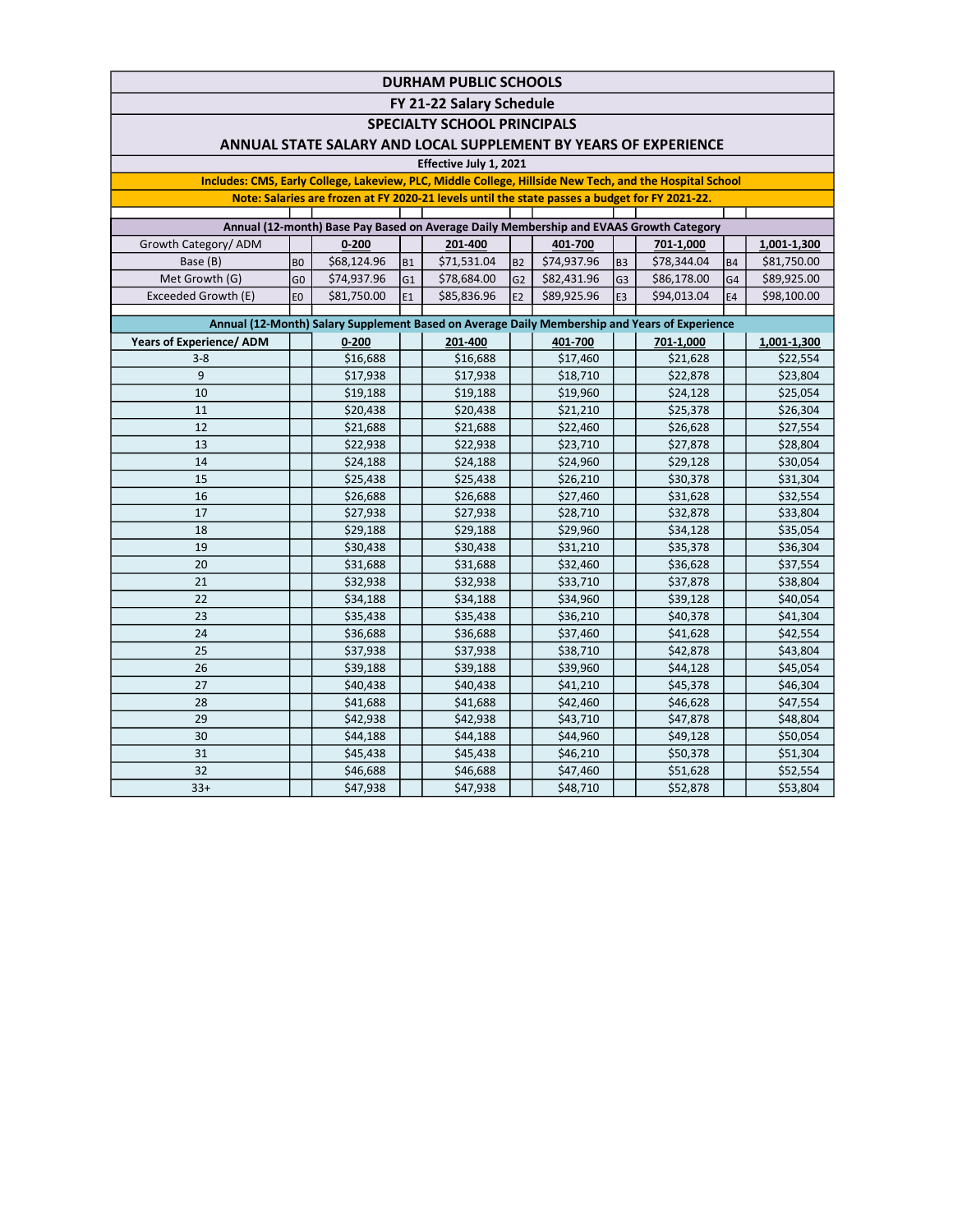# DURHAM PUBLIC SCHOOLS

## FY 21-22 Salary Schedule

## SPECIALTY SCHOOL PRINCIPALS

## ANNUAL STATE SALARY AND LOCAL SUPPLEMENT BY YEARS OF EXPERIENCE

**Effective July 1, 2021**

**Includes: CMS, Early College, Lakeview, PLC, Middle College, Hillside New Tech, and the Hospital School**

**Note: Salaries are frozen at FY 2020-21 levels until the state passes a budget for FY 2021-22.**

**Annual (12-month) Base Pay Based on Average Daily Membership and EVAAS Growth Category**

| Growth Category/ ADM | | 0-200 | | 201-400 | | 401-700 | | 701-1,000 | | 1,001-1,300 |
|---|---|---|---|---|---|---|---|---|---|---|
| Base (B) | B0 | $68,124.96 | B1 | $71,531.04 | B2 | $74,937.96 | B3 | $78,344.04 | B4 | $81,750.00 |
| Met Growth (G) | G0 | $74,937.96 | G1 | $78,684.00 | G2 | $82,431.96 | G3 | $86,178.00 | G4 | $89,925.00 |
| Exceeded Growth (E) | E0 | $81,750.00 | E1 | $85,836.96 | E2 | $89,925.96 | E3 | $94,013.04 | E4 | $98,100.00 |

**Annual (12-Month) Salary Supplement Based on Average Daily Membership and Years of Experience**

| Years of Experience/ ADM | 0-200 | 201-400 | 401-700 | 701-1,000 | 1,001-1,300 |
|---|---|---|---|---|---|
| 3-8 | $16,688 | $16,688 | $17,460 | $21,628 | $22,554 |
| 9 | $17,938 | $17,938 | $18,710 | $22,878 | $23,804 |
| 10 | $19,188 | $19,188 | $19,960 | $24,128 | $25,054 |
| 11 | $20,438 | $20,438 | $21,210 | $25,378 | $26,304 |
| 12 | $21,688 | $21,688 | $22,460 | $26,628 | $27,554 |
| 13 | $22,938 | $22,938 | $23,710 | $27,878 | $28,804 |
| 14 | $24,188 | $24,188 | $24,960 | $29,128 | $30,054 |
| 15 | $25,438 | $25,438 | $26,210 | $30,378 | $31,304 |
| 16 | $26,688 | $26,688 | $27,460 | $31,628 | $32,554 |
| 17 | $27,938 | $27,938 | $28,710 | $32,878 | $33,804 |
| 18 | $29,188 | $29,188 | $29,960 | $34,128 | $35,054 |
| 19 | $30,438 | $30,438 | $31,210 | $35,378 | $36,304 |
| 20 | $31,688 | $31,688 | $32,460 | $36,628 | $37,554 |
| 21 | $32,938 | $32,938 | $33,710 | $37,878 | $38,804 |
| 22 | $34,188 | $34,188 | $34,960 | $39,128 | $40,054 |
| 23 | $35,438 | $35,438 | $36,210 | $40,378 | $41,304 |
| 24 | $36,688 | $36,688 | $37,460 | $41,628 | $42,554 |
| 25 | $37,938 | $37,938 | $38,710 | $42,878 | $43,804 |
| 26 | $39,188 | $39,188 | $39,960 | $44,128 | $45,054 |
| 27 | $40,438 | $40,438 | $41,210 | $45,378 | $46,304 |
| 28 | $41,688 | $41,688 | $42,460 | $46,628 | $47,554 |
| 29 | $42,938 | $42,938 | $43,710 | $47,878 | $48,804 |
| 30 | $44,188 | $44,188 | $44,960 | $49,128 | $50,054 |
| 31 | $45,438 | $45,438 | $46,210 | $50,378 | $51,304 |
| 32 | $46,688 | $46,688 | $47,460 | $51,628 | $52,554 |
| 33+ | $47,938 | $47,938 | $48,710 | $52,878 | $53,804 |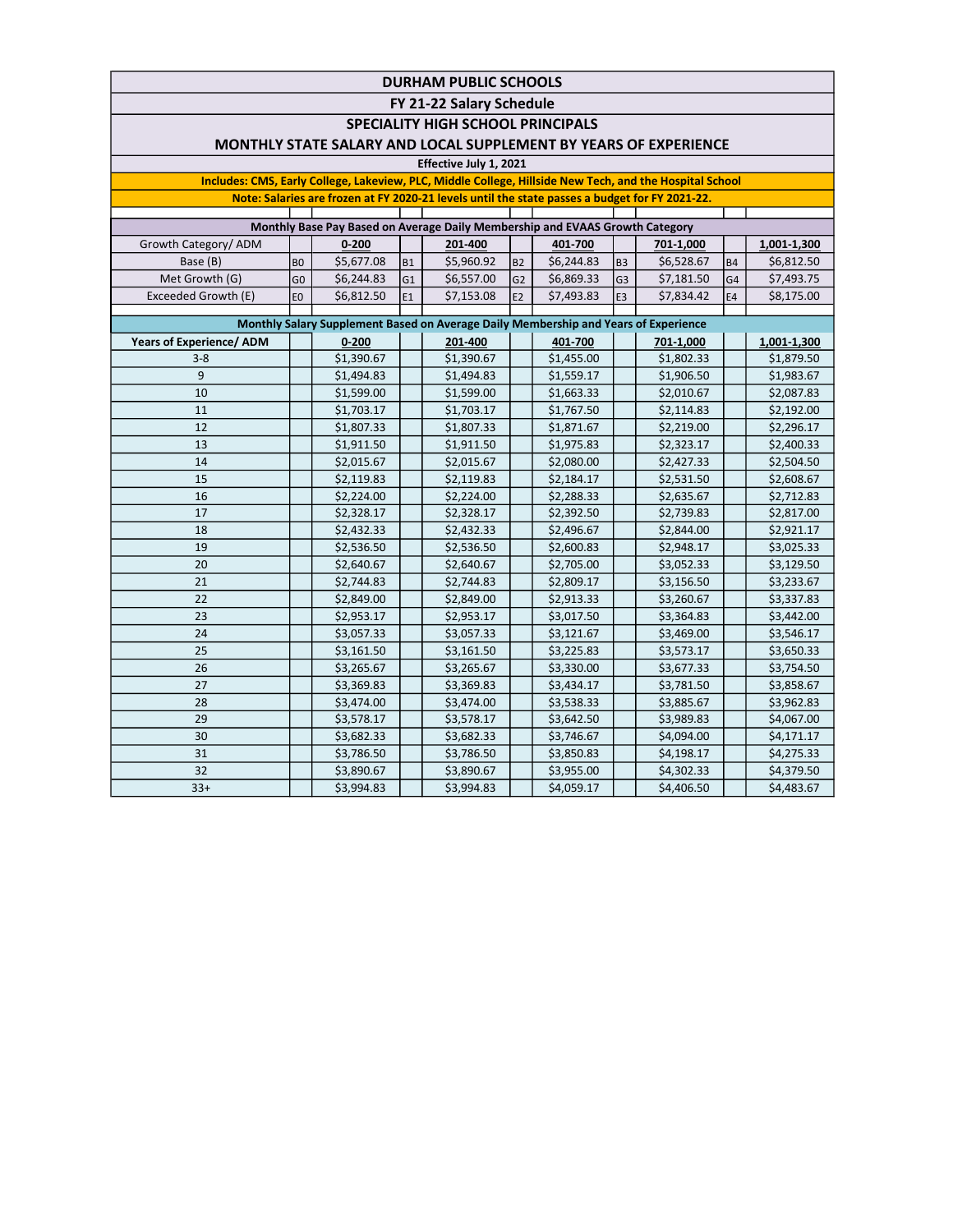# DURHAM PUBLIC SCHOOLS

## FY 21-22 Salary Schedule

## SPECIALITY HIGH SCHOOL PRINCIPALS

## MONTHLY STATE SALARY AND LOCAL SUPPLEMENT BY YEARS OF EXPERIENCE

**Effective July 1, 2021**

**Includes: CMS, Early College, Lakeview, PLC, Middle College, Hillside New Tech, and the Hospital School**

**Note: Salaries are frozen at FY 2020-21 levels until the state passes a budget for FY 2021-22.**

**Monthly Base Pay Based on Average Daily Membership and EVAAS Growth Category**

| Growth Category/ ADM | | 0-200 | | 201-400 | | 401-700 | | 701-1,000 | | 1,001-1,300 |
|---|---|---|---|---|---|---|---|---|---|---|
| Base (B) | B0 | $5,677.08 | B1 | $5,960.92 | B2 | $6,244.83 | B3 | $6,528.67 | B4 | $6,812.50 |
| Met Growth (G) | G0 | $6,244.83 | G1 | $6,557.00 | G2 | $6,869.33 | G3 | $7,181.50 | G4 | $7,493.75 |
| Exceeded Growth (E) | E0 | $6,812.50 | E1 | $7,153.08 | E2 | $7,493.83 | E3 | $7,834.42 | E4 | $8,175.00 |

**Monthly Salary Supplement Based on Average Daily Membership and Years of Experience**

| Years of Experience/ ADM | 0-200 | 201-400 | 401-700 | 701-1,000 | 1,001-1,300 |
|---|---|---|---|---|---|
| 3-8 | $1,390.67 | $1,390.67 | $1,455.00 | $1,802.33 | $1,879.50 |
| 9 | $1,494.83 | $1,494.83 | $1,559.17 | $1,906.50 | $1,983.67 |
| 10 | $1,599.00 | $1,599.00 | $1,663.33 | $2,010.67 | $2,087.83 |
| 11 | $1,703.17 | $1,703.17 | $1,767.50 | $2,114.83 | $2,192.00 |
| 12 | $1,807.33 | $1,807.33 | $1,871.67 | $2,219.00 | $2,296.17 |
| 13 | $1,911.50 | $1,911.50 | $1,975.83 | $2,323.17 | $2,400.33 |
| 14 | $2,015.67 | $2,015.67 | $2,080.00 | $2,427.33 | $2,504.50 |
| 15 | $2,119.83 | $2,119.83 | $2,184.17 | $2,531.50 | $2,608.67 |
| 16 | $2,224.00 | $2,224.00 | $2,288.33 | $2,635.67 | $2,712.83 |
| 17 | $2,328.17 | $2,328.17 | $2,392.50 | $2,739.83 | $2,817.00 |
| 18 | $2,432.33 | $2,432.33 | $2,496.67 | $2,844.00 | $2,921.17 |
| 19 | $2,536.50 | $2,536.50 | $2,600.83 | $2,948.17 | $3,025.33 |
| 20 | $2,640.67 | $2,640.67 | $2,705.00 | $3,052.33 | $3,129.50 |
| 21 | $2,744.83 | $2,744.83 | $2,809.17 | $3,156.50 | $3,233.67 |
| 22 | $2,849.00 | $2,849.00 | $2,913.33 | $3,260.67 | $3,337.83 |
| 23 | $2,953.17 | $2,953.17 | $3,017.50 | $3,364.83 | $3,442.00 |
| 24 | $3,057.33 | $3,057.33 | $3,121.67 | $3,469.00 | $3,546.17 |
| 25 | $3,161.50 | $3,161.50 | $3,225.83 | $3,573.17 | $3,650.33 |
| 26 | $3,265.67 | $3,265.67 | $3,330.00 | $3,677.33 | $3,754.50 |
| 27 | $3,369.83 | $3,369.83 | $3,434.17 | $3,781.50 | $3,858.67 |
| 28 | $3,474.00 | $3,474.00 | $3,538.33 | $3,885.67 | $3,962.83 |
| 29 | $3,578.17 | $3,578.17 | $3,642.50 | $3,989.83 | $4,067.00 |
| 30 | $3,682.33 | $3,682.33 | $3,746.67 | $4,094.00 | $4,171.17 |
| 31 | $3,786.50 | $3,786.50 | $3,850.83 | $4,198.17 | $4,275.33 |
| 32 | $3,890.67 | $3,890.67 | $3,955.00 | $4,302.33 | $4,379.50 |
| 33+ | $3,994.83 | $3,994.83 | $4,059.17 | $4,406.50 | $4,483.67 |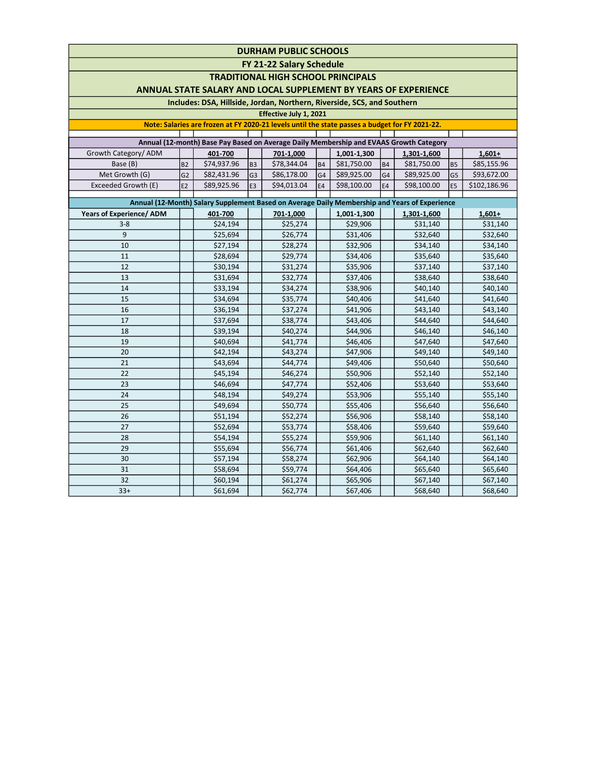# DURHAM PUBLIC SCHOOLS

## FY 21-22 Salary Schedule

## TRADITIONAL HIGH SCHOOL PRINCIPALS

## ANNUAL STATE SALARY AND LOCAL SUPPLEMENT BY YEARS OF EXPERIENCE

**Includes: DSA, Hillside, Jordan, Northern, Riverside, SCS, and Southern**

**Effective July 1, 2021**

**Note: Salaries are frozen at FY 2020-21 levels until the state passes a budget for FY 2021-22.**

**Annual (12-month) Base Pay Based on Average Daily Membership and EVAAS Growth Category**

| Growth Category/ ADM | | 401-700 | | 701-1,000 | | 1,001-1,300 | | 1,301-1,600 | | 1,601+ |
|---|---|---|---|---|---|---|---|---|---|---|
| Base (B) | B2 | $74,937.96 | B3 | $78,344.04 | B4 | $81,750.00 | B4 | $81,750.00 | B5 | $85,155.96 |
| Met Growth (G) | G2 | $82,431.96 | G3 | $86,178.00 | G4 | $89,925.00 | G4 | $89,925.00 | G5 | $93,672.00 |
| Exceeded Growth (E) | E2 | $89,925.96 | E3 | $94,013.04 | E4 | $98,100.00 | E4 | $98,100.00 | E5 | $102,186.96 |

**Annual (12-Month) Salary Supplement Based on Average Daily Membership and Years of Experience**

| Years of Experience/ ADM | 401-700 | 701-1,000 | 1,001-1,300 | 1,301-1,600 | 1,601+ |
|---|---|---|---|---|---|
| 3-8 | $24,194 | $25,274 | $29,906 | $31,140 | $31,140 |
| 9 | $25,694 | $26,774 | $31,406 | $32,640 | $32,640 |
| 10 | $27,194 | $28,274 | $32,906 | $34,140 | $34,140 |
| 11 | $28,694 | $29,774 | $34,406 | $35,640 | $35,640 |
| 12 | $30,194 | $31,274 | $35,906 | $37,140 | $37,140 |
| 13 | $31,694 | $32,774 | $37,406 | $38,640 | $38,640 |
| 14 | $33,194 | $34,274 | $38,906 | $40,140 | $40,140 |
| 15 | $34,694 | $35,774 | $40,406 | $41,640 | $41,640 |
| 16 | $36,194 | $37,274 | $41,906 | $43,140 | $43,140 |
| 17 | $37,694 | $38,774 | $43,406 | $44,640 | $44,640 |
| 18 | $39,194 | $40,274 | $44,906 | $46,140 | $46,140 |
| 19 | $40,694 | $41,774 | $46,406 | $47,640 | $47,640 |
| 20 | $42,194 | $43,274 | $47,906 | $49,140 | $49,140 |
| 21 | $43,694 | $44,774 | $49,406 | $50,640 | $50,640 |
| 22 | $45,194 | $46,274 | $50,906 | $52,140 | $52,140 |
| 23 | $46,694 | $47,774 | $52,406 | $53,640 | $53,640 |
| 24 | $48,194 | $49,274 | $53,906 | $55,140 | $55,140 |
| 25 | $49,694 | $50,774 | $55,406 | $56,640 | $56,640 |
| 26 | $51,194 | $52,274 | $56,906 | $58,140 | $58,140 |
| 27 | $52,694 | $53,774 | $58,406 | $59,640 | $59,640 |
| 28 | $54,194 | $55,274 | $59,906 | $61,140 | $61,140 |
| 29 | $55,694 | $56,774 | $61,406 | $62,640 | $62,640 |
| 30 | $57,194 | $58,274 | $62,906 | $64,140 | $64,140 |
| 31 | $58,694 | $59,774 | $64,406 | $65,640 | $65,640 |
| 32 | $60,194 | $61,274 | $65,906 | $67,140 | $67,140 |
| 33+ | $61,694 | $62,774 | $67,406 | $68,640 | $68,640 |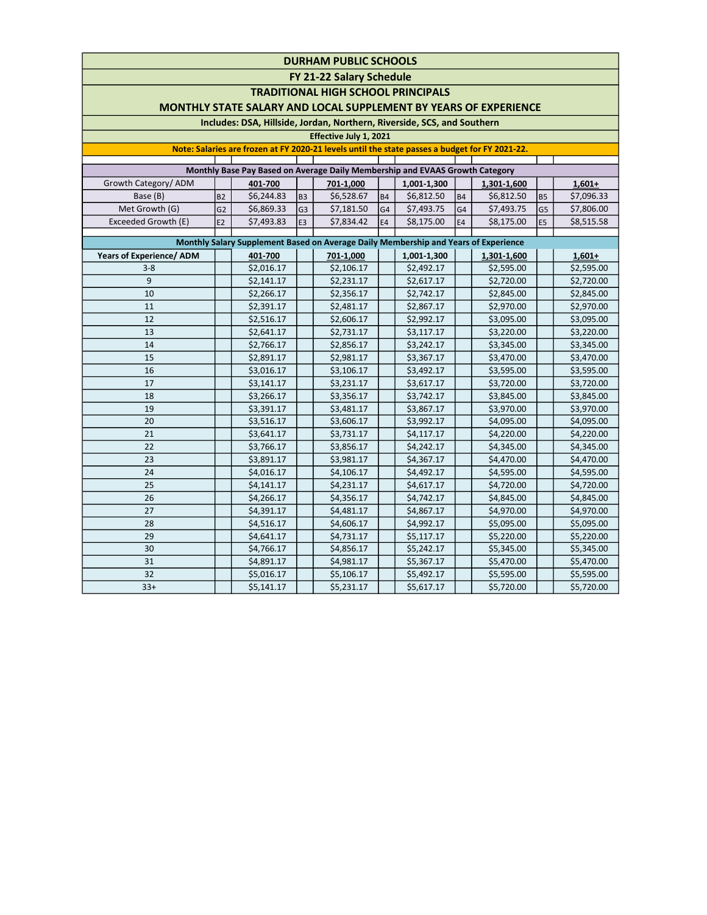# DURHAM PUBLIC SCHOOLS

## FY 21-22 Salary Schedule

## TRADITIONAL HIGH SCHOOL PRINCIPALS

## MONTHLY STATE SALARY AND LOCAL SUPPLEMENT BY YEARS OF EXPERIENCE

**Includes: DSA, Hillside, Jordan, Northern, Riverside, SCS, and Southern**

**Effective July 1, 2021**

**Note: Salaries are frozen at FY 2020-21 levels until the state passes a budget for FY 2021-22.**

**Monthly Base Pay Based on Average Daily Membership and EVAAS Growth Category**

| Growth Category/ ADM | | 401-700 | | 701-1,000 | | 1,001-1,300 | | 1,301-1,600 | | 1,601+ |
|---|---|---|---|---|---|---|---|---|---|---|
| Base (B) | B2 | $6,244.83 | B3 | $6,528.67 | B4 | $6,812.50 | B4 | $6,812.50 | B5 | $7,096.33 |
| Met Growth (G) | G2 | $6,869.33 | G3 | $7,181.50 | G4 | $7,493.75 | G4 | $7,493.75 | G5 | $7,806.00 |
| Exceeded Growth (E) | E2 | $7,493.83 | E3 | $7,834.42 | E4 | $8,175.00 | E4 | $8,175.00 | E5 | $8,515.58 |

**Monthly Salary Supplement Based on Average Daily Membership and Years of Experience**

| Years of Experience/ ADM | 401-700 | 701-1,000 | 1,001-1,300 | 1,301-1,600 | 1,601+ |
|---|---|---|---|---|---|
| 3-8 | $2,016.17 | $2,106.17 | $2,492.17 | $2,595.00 | $2,595.00 |
| 9 | $2,141.17 | $2,231.17 | $2,617.17 | $2,720.00 | $2,720.00 |
| 10 | $2,266.17 | $2,356.17 | $2,742.17 | $2,845.00 | $2,845.00 |
| 11 | $2,391.17 | $2,481.17 | $2,867.17 | $2,970.00 | $2,970.00 |
| 12 | $2,516.17 | $2,606.17 | $2,992.17 | $3,095.00 | $3,095.00 |
| 13 | $2,641.17 | $2,731.17 | $3,117.17 | $3,220.00 | $3,220.00 |
| 14 | $2,766.17 | $2,856.17 | $3,242.17 | $3,345.00 | $3,345.00 |
| 15 | $2,891.17 | $2,981.17 | $3,367.17 | $3,470.00 | $3,470.00 |
| 16 | $3,016.17 | $3,106.17 | $3,492.17 | $3,595.00 | $3,595.00 |
| 17 | $3,141.17 | $3,231.17 | $3,617.17 | $3,720.00 | $3,720.00 |
| 18 | $3,266.17 | $3,356.17 | $3,742.17 | $3,845.00 | $3,845.00 |
| 19 | $3,391.17 | $3,481.17 | $3,867.17 | $3,970.00 | $3,970.00 |
| 20 | $3,516.17 | $3,606.17 | $3,992.17 | $4,095.00 | $4,095.00 |
| 21 | $3,641.17 | $3,731.17 | $4,117.17 | $4,220.00 | $4,220.00 |
| 22 | $3,766.17 | $3,856.17 | $4,242.17 | $4,345.00 | $4,345.00 |
| 23 | $3,891.17 | $3,981.17 | $4,367.17 | $4,470.00 | $4,470.00 |
| 24 | $4,016.17 | $4,106.17 | $4,492.17 | $4,595.00 | $4,595.00 |
| 25 | $4,141.17 | $4,231.17 | $4,617.17 | $4,720.00 | $4,720.00 |
| 26 | $4,266.17 | $4,356.17 | $4,742.17 | $4,845.00 | $4,845.00 |
| 27 | $4,391.17 | $4,481.17 | $4,867.17 | $4,970.00 | $4,970.00 |
| 28 | $4,516.17 | $4,606.17 | $4,992.17 | $5,095.00 | $5,095.00 |
| 29 | $4,641.17 | $4,731.17 | $5,117.17 | $5,220.00 | $5,220.00 |
| 30 | $4,766.17 | $4,856.17 | $5,242.17 | $5,345.00 | $5,345.00 |
| 31 | $4,891.17 | $4,981.17 | $5,367.17 | $5,470.00 | $5,470.00 |
| 32 | $5,016.17 | $5,106.17 | $5,492.17 | $5,595.00 | $5,595.00 |
| 33+ | $5,141.17 | $5,231.17 | $5,617.17 | $5,720.00 | $5,720.00 |